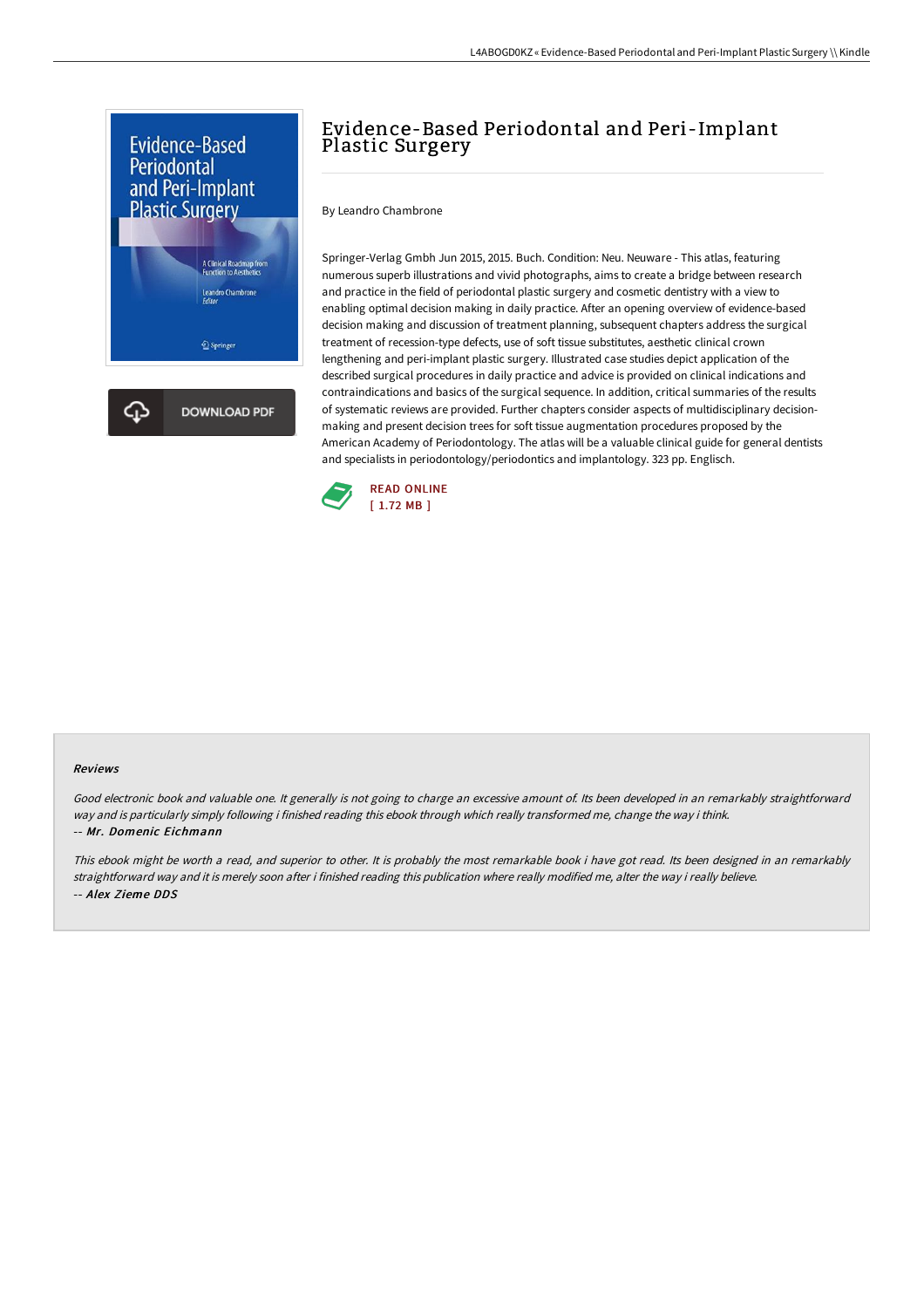# Evidence-Based Periodontal and Peri-Implant Plastic Surgery

By Leandro Chambrone

Springer-Verlag Gmbh Jun 2015, 2015. Buch. Condition: Neu. Neuware - This atlas, featuring numerous superb illustrations and vivid photographs, aims to create a bridge between research and practice in the field of periodontal plastic surgery and cosmetic dentistry with a view to enabling optimal decision making in daily practice. After an opening overview of evidence-based decision making and discussion of treatment planning, subsequent chapters address the surgical treatment of recession-type defects, use of soft tissue substitutes, aesthetic clinical crown lengthening and peri-implant plastic surgery. Illustrated case studies depict application of the described surgical procedures in daily practice and advice is provided on clinical indications and contraindications and basics of the surgical sequence. In addition, critical summaries of the results of systematic reviews are provided. Further chapters consider aspects of multidisciplinary decision-making and present decision trees for soft tissue augmentation procedures proposed by the American Academy of Periodontology. The atlas will be a valuable clinical guide for general dentists and specialists in periodontology/periodontics and implantology. 323 pp. Englisch.

READ ONLINE
[ 1.72 MB ]

DOWNLOAD PDF

## Reviews

*Good electronic book and valuable one. It generally is not going to charge an excessive amount of. Its been developed in an remarkably straightforward way and is particularly simply following i finished reading this ebook through which really transformed me, change the way i think.*

-- ***Mr. Domenic Eichmann***

*This ebook might be worth a read, and superior to other. It is probably the most remarkable book i have got read. Its been designed in an remarkably straightforward way and it is merely soon after i finished reading this publication where really modified me, alter the way i really believe.*

-- ***Alex Zieme DDS***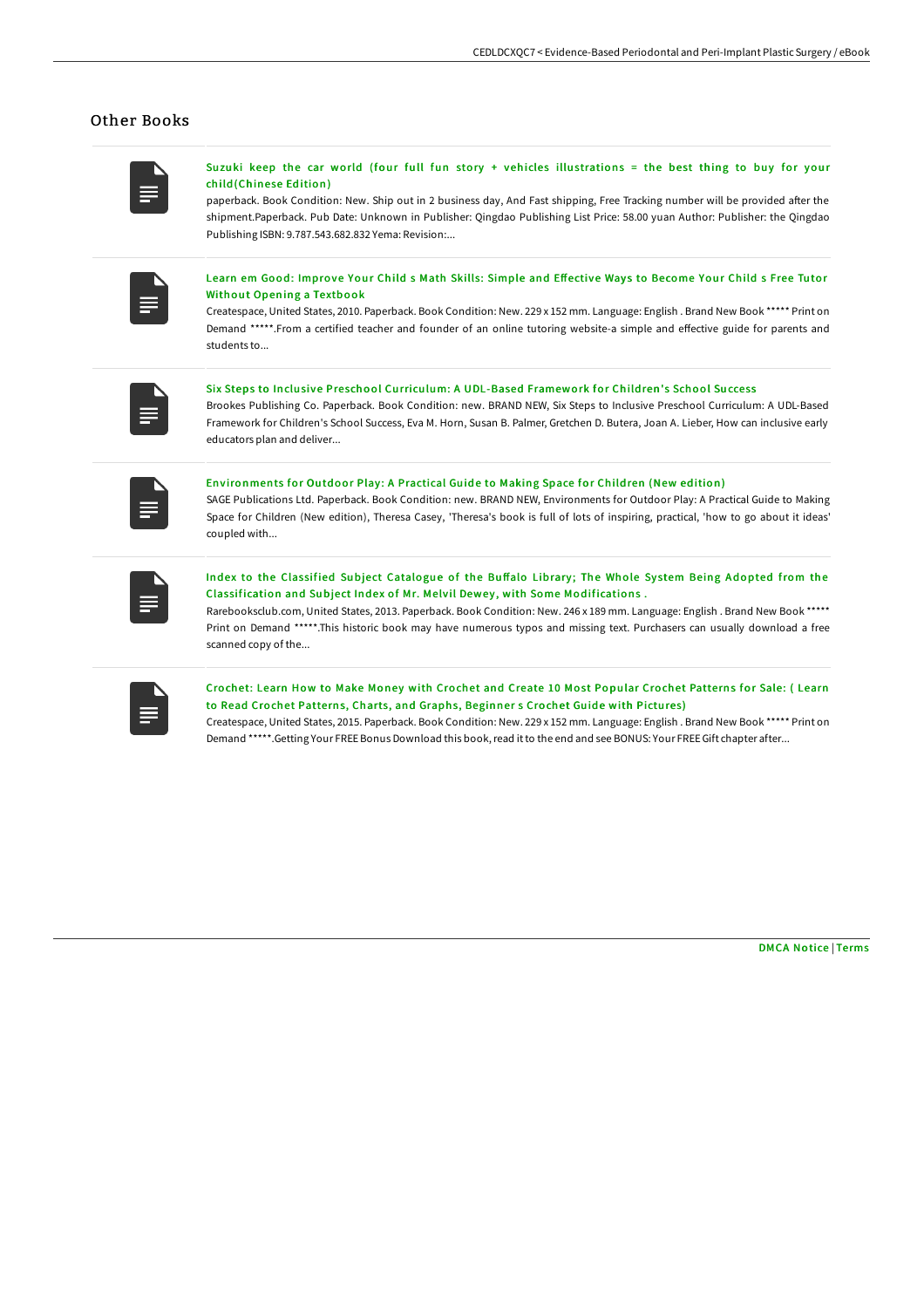## Other Books

**Suzuki keep the car world (four full fun story + vehicles illustrations = the best thing to buy for your child(Chinese Edition)**

paperback. Book Condition: New. Ship out in 2 business day, And Fast shipping, Free Tracking number will be provided after the shipment.Paperback. Pub Date: Unknown in Publisher: Qingdao Publishing List Price: 58.00 yuan Author: Publisher: the Qingdao Publishing ISBN: 9.787.543.682.832 Yema: Revision:...

**Learn em Good: Improve Your Child s Math Skills: Simple and Effective Ways to Become Your Child s Free Tutor Without Opening a Textbook**

Createspace, United States, 2010. Paperback. Book Condition: New. 229 x 152 mm. Language: English . Brand New Book ***** Print on Demand *****.From a certified teacher and founder of an online tutoring website-a simple and effective guide for parents and students to...

**Six Steps to Inclusive Preschool Curriculum: A UDL-Based Framework for Children's School Success**

Brookes Publishing Co. Paperback. Book Condition: new. BRAND NEW, Six Steps to Inclusive Preschool Curriculum: A UDL-Based Framework for Children's School Success, Eva M. Horn, Susan B. Palmer, Gretchen D. Butera, Joan A. Lieber, How can inclusive early educators plan and deliver...

**Environments for Outdoor Play: A Practical Guide to Making Space for Children (New edition)**

SAGE Publications Ltd. Paperback. Book Condition: new. BRAND NEW, Environments for Outdoor Play: A Practical Guide to Making Space for Children (New edition), Theresa Casey, 'Theresa's book is full of lots of inspiring, practical, 'how to go about it ideas' coupled with...

**Index to the Classified Subject Catalogue of the Buffalo Library; The Whole System Being Adopted from the Classification and Subject Index of Mr. Melvil Dewey, with Some Modifications .**

Rarebooksclub.com, United States, 2013. Paperback. Book Condition: New. 246 x 189 mm. Language: English . Brand New Book ***** Print on Demand *****.This historic book may have numerous typos and missing text. Purchasers can usually download a free scanned copy of the...

**Crochet: Learn How to Make Money with Crochet and Create 10 Most Popular Crochet Patterns for Sale: ( Learn to Read Crochet Patterns, Charts, and Graphs, Beginner s Crochet Guide with Pictures)**

Createspace, United States, 2015. Paperback. Book Condition: New. 229 x 152 mm. Language: English . Brand New Book ***** Print on Demand *****.Getting Your FREE Bonus Download this book, read it to the end and see BONUS: Your FREE Gift chapter after...